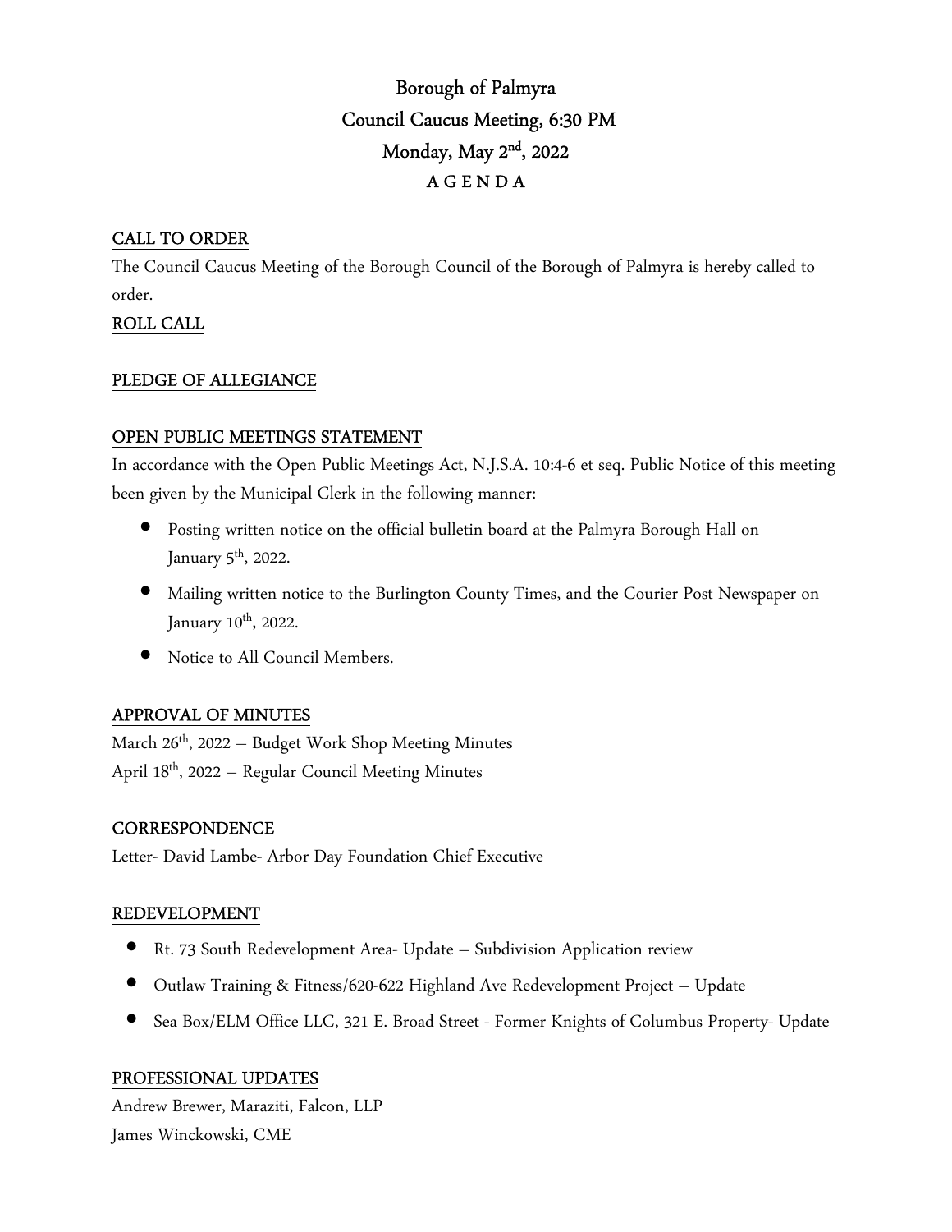# Borough of Palmyra
## Council Caucus Meeting, 6:30 PM
## Monday, May 2nd, 2022
## A G E N D A

**CALL TO ORDER**

The Council Caucus Meeting of the Borough Council of the Borough of Palmyra is hereby called to order.

**ROLL CALL**

**PLEDGE OF ALLEGIANCE**

**OPEN PUBLIC MEETINGS STATEMENT**

In accordance with the Open Public Meetings Act, N.J.S.A. 10:4-6 et seq. Public Notice of this meeting been given by the Municipal Clerk in the following manner:

- Posting written notice on the official bulletin board at the Palmyra Borough Hall on January 5th, 2022.
- Mailing written notice to the Burlington County Times, and the Courier Post Newspaper on January 10th, 2022.
- Notice to All Council Members.

**APPROVAL OF MINUTES**

March 26th, 2022 – Budget Work Shop Meeting Minutes
April 18th, 2022 – Regular Council Meeting Minutes

**CORRESPONDENCE**

Letter- David Lambe- Arbor Day Foundation Chief Executive

**REDEVELOPMENT**

- Rt. 73 South Redevelopment Area- Update – Subdivision Application review
- Outlaw Training & Fitness/620-622 Highland Ave Redevelopment Project – Update
- Sea Box/ELM Office LLC, 321 E. Broad Street - Former Knights of Columbus Property- Update

**PROFESSIONAL UPDATES**

Andrew Brewer, Maraziti, Falcon, LLP
James Winckowski, CME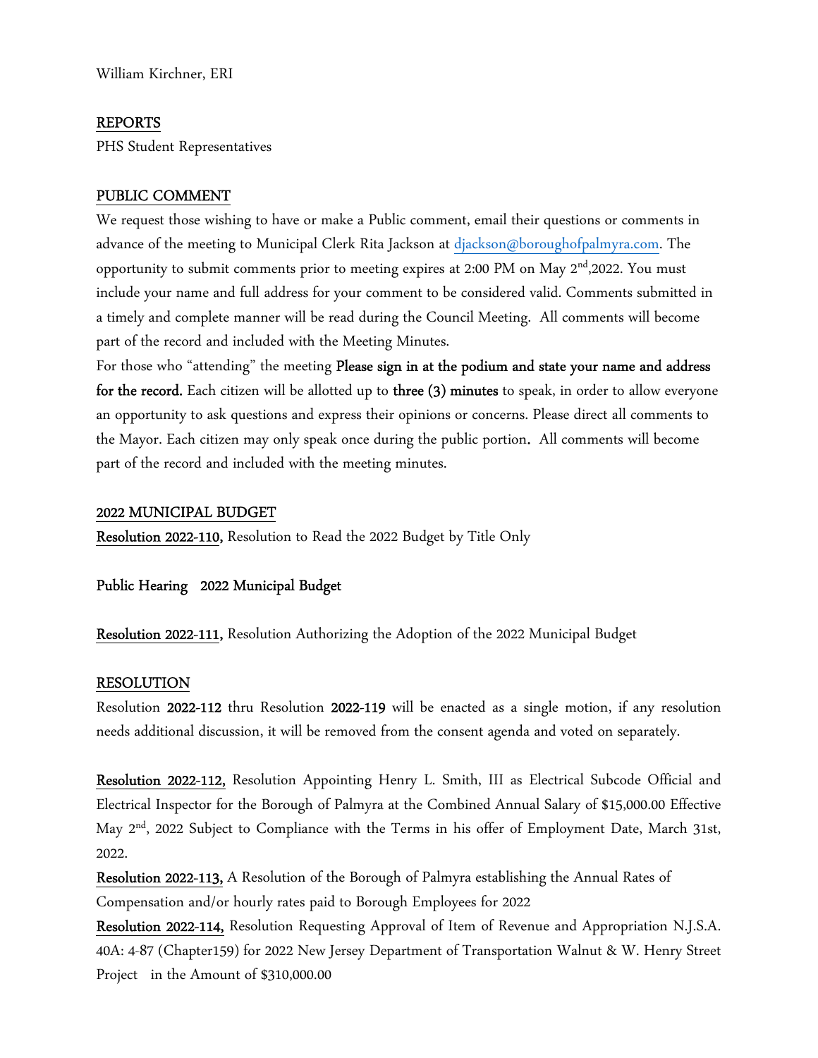William Kirchner, ERI

## REPORTS

PHS Student Representatives

## PUBLIC COMMENT

We request those wishing to have or make a Public comment, email their questions or comments in advance of the meeting to Municipal Clerk Rita Jackson at djackson@boroughofpalmyra.com. The opportunity to submit comments prior to meeting expires at 2:00 PM on May 2nd,2022. You must include your name and full address for your comment to be considered valid. Comments submitted in a timely and complete manner will be read during the Council Meeting. All comments will become part of the record and included with the Meeting Minutes.

For those who "attending" the meeting **Please sign in at the podium and state your name and address for the record.** Each citizen will be allotted up to **three (3) minutes** to speak, in order to allow everyone an opportunity to ask questions and express their opinions or concerns. Please direct all comments to the Mayor. Each citizen may only speak once during the public portion. All comments will become part of the record and included with the meeting minutes.

## 2022 MUNICIPAL BUDGET

**Resolution 2022-110,** Resolution to Read the 2022 Budget by Title Only

**Public Hearing 2022 Municipal Budget**

**Resolution 2022-111,** Resolution Authorizing the Adoption of the 2022 Municipal Budget

## RESOLUTION

Resolution **2022-112** thru Resolution **2022-119** will be enacted as a single motion, if any resolution needs additional discussion, it will be removed from the consent agenda and voted on separately.

**Resolution 2022-112,** Resolution Appointing Henry L. Smith, III as Electrical Subcode Official and Electrical Inspector for the Borough of Palmyra at the Combined Annual Salary of $15,000.00 Effective May 2nd, 2022 Subject to Compliance with the Terms in his offer of Employment Date, March 31st, 2022.

**Resolution 2022-113,** A Resolution of the Borough of Palmyra establishing the Annual Rates of Compensation and/or hourly rates paid to Borough Employees for 2022

**Resolution 2022-114,** Resolution Requesting Approval of Item of Revenue and Appropriation N.J.S.A. 40A: 4-87 (Chapter159) for 2022 New Jersey Department of Transportation Walnut & W. Henry Street Project in the Amount of $310,000.00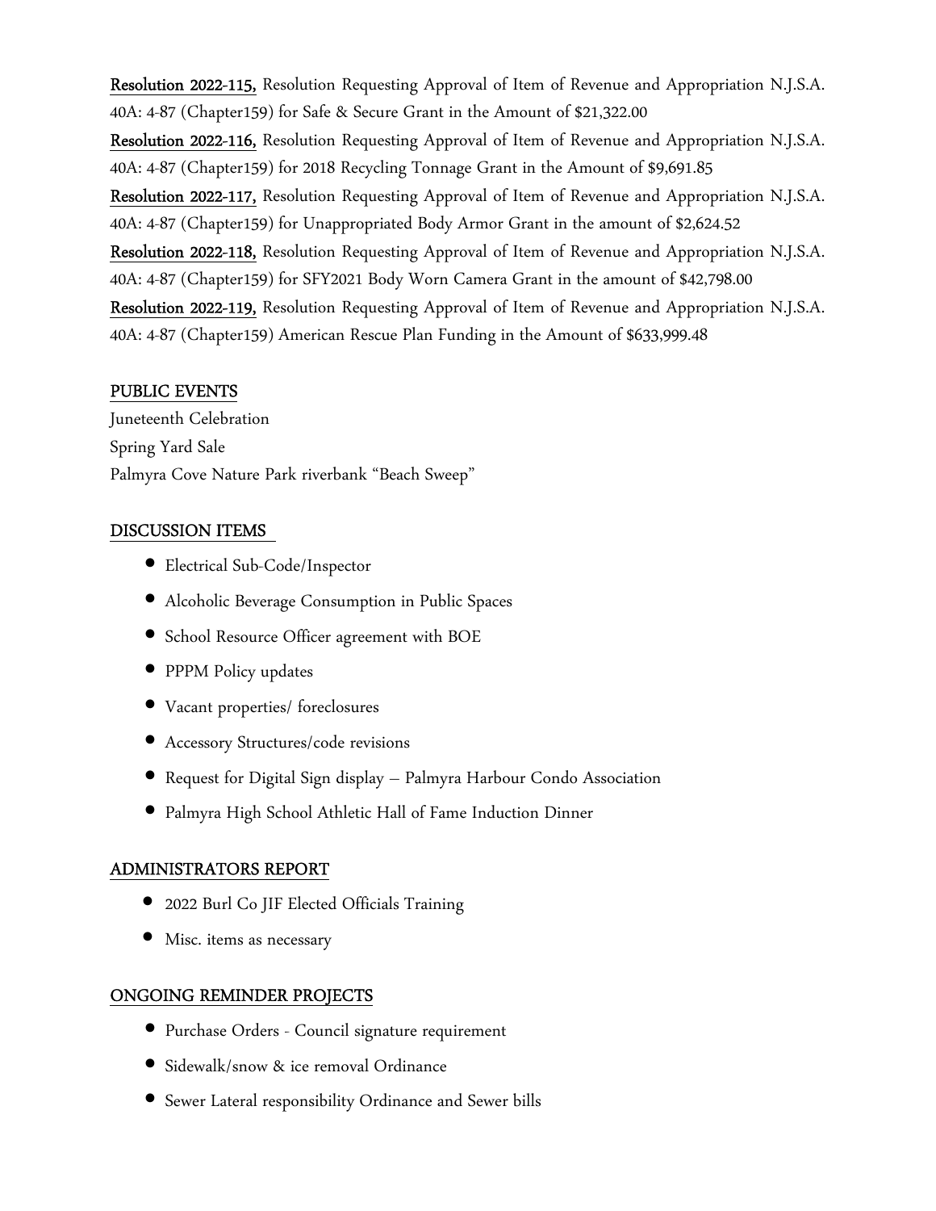**Resolution 2022-115,** Resolution Requesting Approval of Item of Revenue and Appropriation N.J.S.A. 40A: 4-87 (Chapter159) for Safe & Secure Grant in the Amount of $21,322.00

**Resolution 2022-116,** Resolution Requesting Approval of Item of Revenue and Appropriation N.J.S.A. 40A: 4-87 (Chapter159) for 2018 Recycling Tonnage Grant in the Amount of $9,691.85

**Resolution 2022-117,** Resolution Requesting Approval of Item of Revenue and Appropriation N.J.S.A. 40A: 4-87 (Chapter159) for Unappropriated Body Armor Grant in the amount of $2,624.52

**Resolution 2022-118,** Resolution Requesting Approval of Item of Revenue and Appropriation N.J.S.A. 40A: 4-87 (Chapter159) for SFY2021 Body Worn Camera Grant in the amount of $42,798.00

**Resolution 2022-119,** Resolution Requesting Approval of Item of Revenue and Appropriation N.J.S.A. 40A: 4-87 (Chapter159) American Rescue Plan Funding in the Amount of $633,999.48

## PUBLIC EVENTS

Juneteenth Celebration
Spring Yard Sale
Palmyra Cove Nature Park riverbank "Beach Sweep"

## DISCUSSION ITEMS

- Electrical Sub-Code/Inspector
- Alcoholic Beverage Consumption in Public Spaces
- School Resource Officer agreement with BOE
- PPPM Policy updates
- Vacant properties/ foreclosures
- Accessory Structures/code revisions
- Request for Digital Sign display – Palmyra Harbour Condo Association
- Palmyra High School Athletic Hall of Fame Induction Dinner

## ADMINISTRATORS REPORT

- 2022 Burl Co JIF Elected Officials Training
- Misc. items as necessary

## ONGOING REMINDER PROJECTS

- Purchase Orders - Council signature requirement
- Sidewalk/snow & ice removal Ordinance
- Sewer Lateral responsibility Ordinance and Sewer bills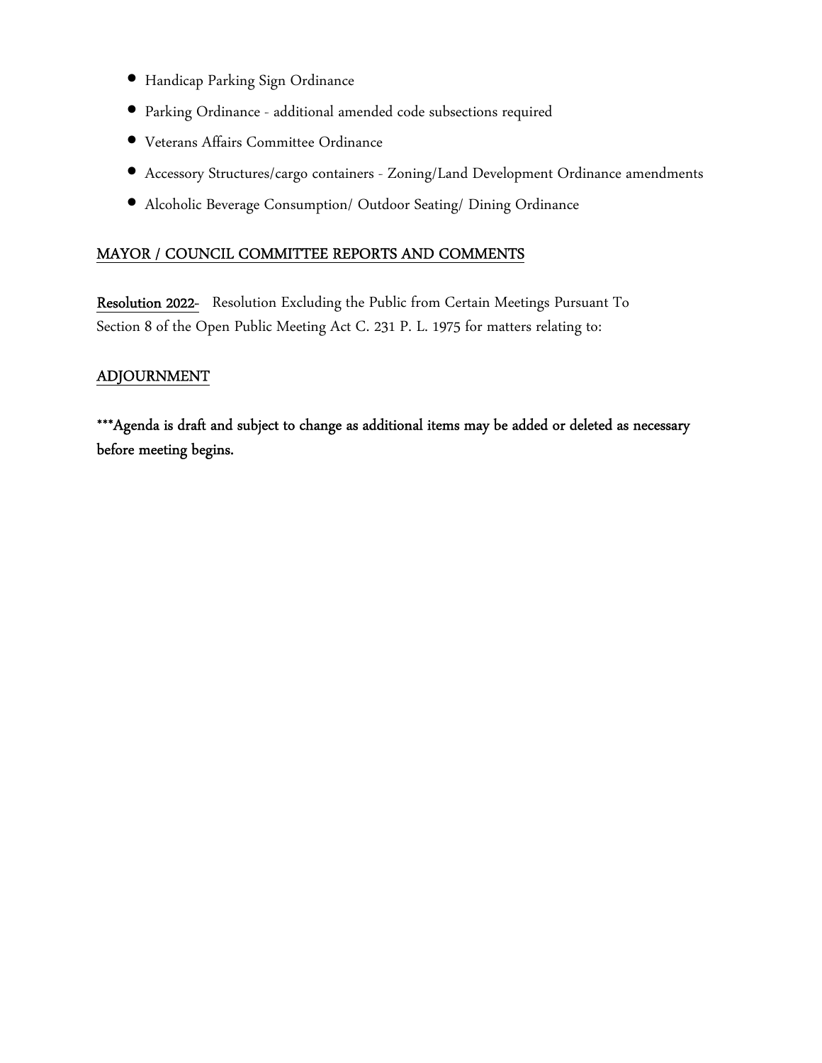- Handicap Parking Sign Ordinance
- Parking Ordinance - additional amended code subsections required
- Veterans Affairs Committee Ordinance
- Accessory Structures/cargo containers - Zoning/Land Development Ordinance amendments
- Alcoholic Beverage Consumption/ Outdoor Seating/ Dining Ordinance

## MAYOR / COUNCIL COMMITTEE REPORTS AND COMMENTS

**Resolution 2022-** Resolution Excluding the Public from Certain Meetings Pursuant To Section 8 of the Open Public Meeting Act C. 231 P. L. 1975 for matters relating to:

## ADJOURNMENT

**\*\*\*Agenda is draft and subject to change as additional items may be added or deleted as necessary before meeting begins.**